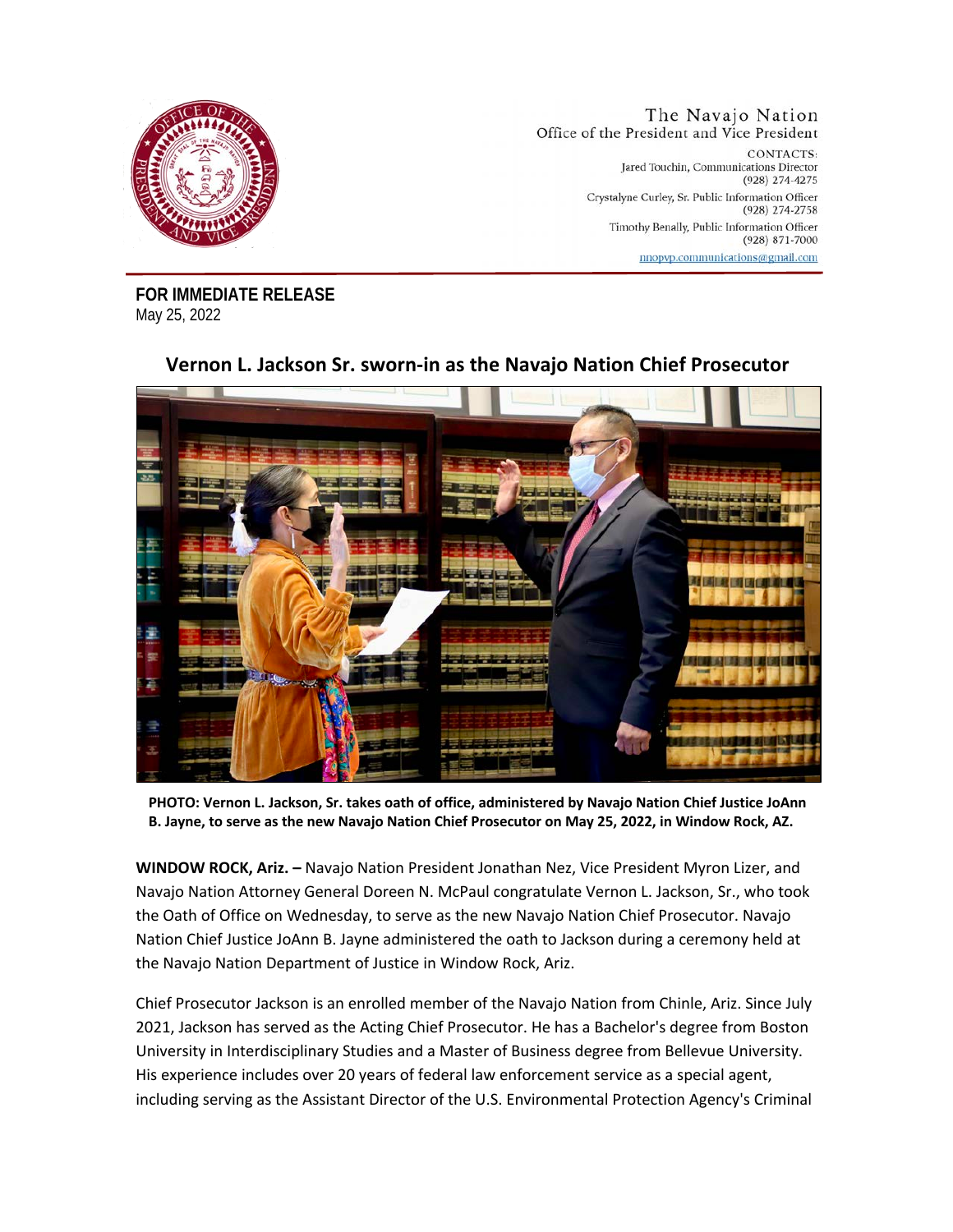The Navajo Nation
Office of the President and Vice President

CONTACTS:
Jared Touchin, Communications Director
(928) 274-4275
Crystalyne Curley, Sr. Public Information Officer
(928) 274-2758
Timothy Benally, Public Information Officer
(928) 871-7000
nnopvp.communications@gmail.com

**FOR IMMEDIATE RELEASE**
May 25, 2022

# Vernon L. Jackson Sr. sworn-in as the Navajo Nation Chief Prosecutor

**PHOTO: Vernon L. Jackson, Sr. takes oath of office, administered by Navajo Nation Chief Justice JoAnn B. Jayne, to serve as the new Navajo Nation Chief Prosecutor on May 25, 2022, in Window Rock, AZ.**

**WINDOW ROCK, Ariz. –** Navajo Nation President Jonathan Nez, Vice President Myron Lizer, and Navajo Nation Attorney General Doreen N. McPaul congratulate Vernon L. Jackson, Sr., who took the Oath of Office on Wednesday, to serve as the new Navajo Nation Chief Prosecutor. Navajo Nation Chief Justice JoAnn B. Jayne administered the oath to Jackson during a ceremony held at the Navajo Nation Department of Justice in Window Rock, Ariz.

Chief Prosecutor Jackson is an enrolled member of the Navajo Nation from Chinle, Ariz. Since July 2021, Jackson has served as the Acting Chief Prosecutor. He has a Bachelor's degree from Boston University in Interdisciplinary Studies and a Master of Business degree from Bellevue University. His experience includes over 20 years of federal law enforcement service as a special agent, including serving as the Assistant Director of the U.S. Environmental Protection Agency's Criminal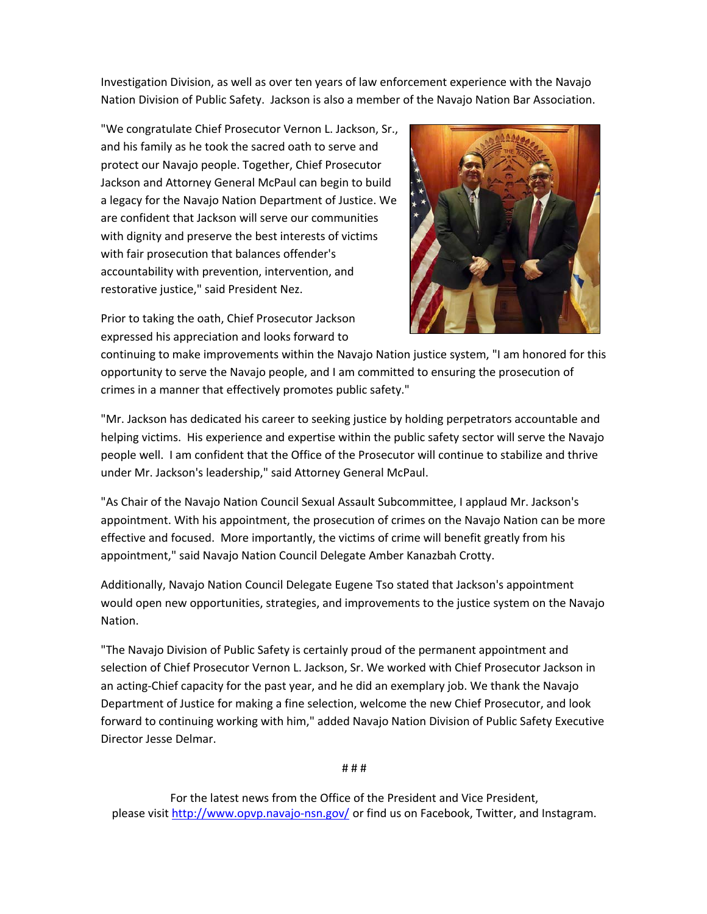Investigation Division, as well as over ten years of law enforcement experience with the Navajo Nation Division of Public Safety. Jackson is also a member of the Navajo Nation Bar Association.

"We congratulate Chief Prosecutor Vernon L. Jackson, Sr., and his family as he took the sacred oath to serve and protect our Navajo people. Together, Chief Prosecutor Jackson and Attorney General McPaul can begin to build a legacy for the Navajo Nation Department of Justice. We are confident that Jackson will serve our communities with dignity and preserve the best interests of victims with fair prosecution that balances offender's accountability with prevention, intervention, and restorative justice," said President Nez.

Prior to taking the oath, Chief Prosecutor Jackson expressed his appreciation and looks forward to continuing to make improvements within the Navajo Nation justice system, "I am honored for this opportunity to serve the Navajo people, and I am committed to ensuring the prosecution of crimes in a manner that effectively promotes public safety."

"Mr. Jackson has dedicated his career to seeking justice by holding perpetrators accountable and helping victims. His experience and expertise within the public safety sector will serve the Navajo people well. I am confident that the Office of the Prosecutor will continue to stabilize and thrive under Mr. Jackson's leadership," said Attorney General McPaul.

"As Chair of the Navajo Nation Council Sexual Assault Subcommittee, I applaud Mr. Jackson's appointment. With his appointment, the prosecution of crimes on the Navajo Nation can be more effective and focused. More importantly, the victims of crime will benefit greatly from his appointment," said Navajo Nation Council Delegate Amber Kanazbah Crotty.

Additionally, Navajo Nation Council Delegate Eugene Tso stated that Jackson's appointment would open new opportunities, strategies, and improvements to the justice system on the Navajo Nation.

"The Navajo Division of Public Safety is certainly proud of the permanent appointment and selection of Chief Prosecutor Vernon L. Jackson, Sr. We worked with Chief Prosecutor Jackson in an acting-Chief capacity for the past year, and he did an exemplary job. We thank the Navajo Department of Justice for making a fine selection, welcome the new Chief Prosecutor, and look forward to continuing working with him," added Navajo Nation Division of Public Safety Executive Director Jesse Delmar.

# # #

For the latest news from the Office of the President and Vice President, please visit http://www.opvp.navajo-nsn.gov/ or find us on Facebook, Twitter, and Instagram.